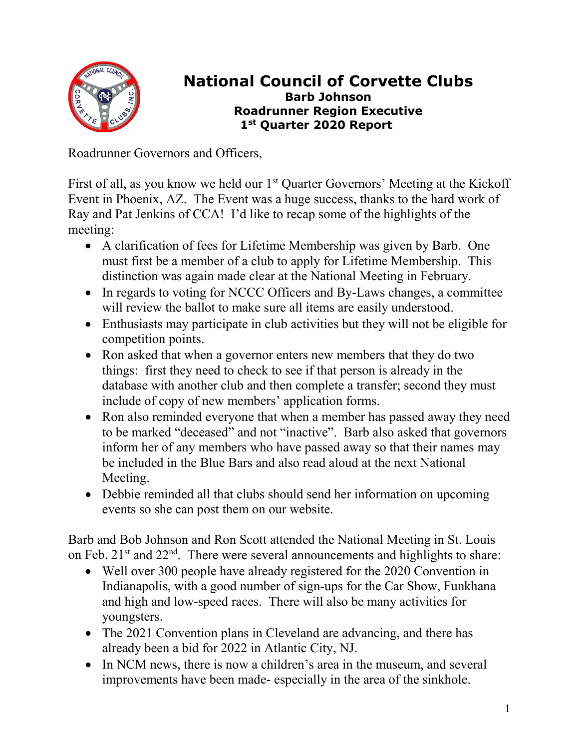# National Council of Corvette Clubs

**Barb Johnson**
**Roadrunner Region Executive**
**1st Quarter 2020 Report**

Roadrunner Governors and Officers,

First of all, as you know we held our 1st Quarter Governors' Meeting at the Kickoff Event in Phoenix, AZ. The Event was a huge success, thanks to the hard work of Ray and Pat Jenkins of CCA! I'd like to recap some of the highlights of the meeting:

- A clarification of fees for Lifetime Membership was given by Barb. One must first be a member of a club to apply for Lifetime Membership. This distinction was again made clear at the National Meeting in February.
- In regards to voting for NCCC Officers and By-Laws changes, a committee will review the ballot to make sure all items are easily understood.
- Enthusiasts may participate in club activities but they will not be eligible for competition points.
- Ron asked that when a governor enters new members that they do two things: first they need to check to see if that person is already in the database with another club and then complete a transfer; second they must include of copy of new members' application forms.
- Ron also reminded everyone that when a member has passed away they need to be marked "deceased" and not "inactive". Barb also asked that governors inform her of any members who have passed away so that their names may be included in the Blue Bars and also read aloud at the next National Meeting.
- Debbie reminded all that clubs should send her information on upcoming events so she can post them on our website.

Barb and Bob Johnson and Ron Scott attended the National Meeting in St. Louis on Feb. 21st and 22nd. There were several announcements and highlights to share:

- Well over 300 people have already registered for the 2020 Convention in Indianapolis, with a good number of sign-ups for the Car Show, Funkhana and high and low-speed races. There will also be many activities for youngsters.
- The 2021 Convention plans in Cleveland are advancing, and there has already been a bid for 2022 in Atlantic City, NJ.
- In NCM news, there is now a children's area in the museum, and several improvements have been made- especially in the area of the sinkhole.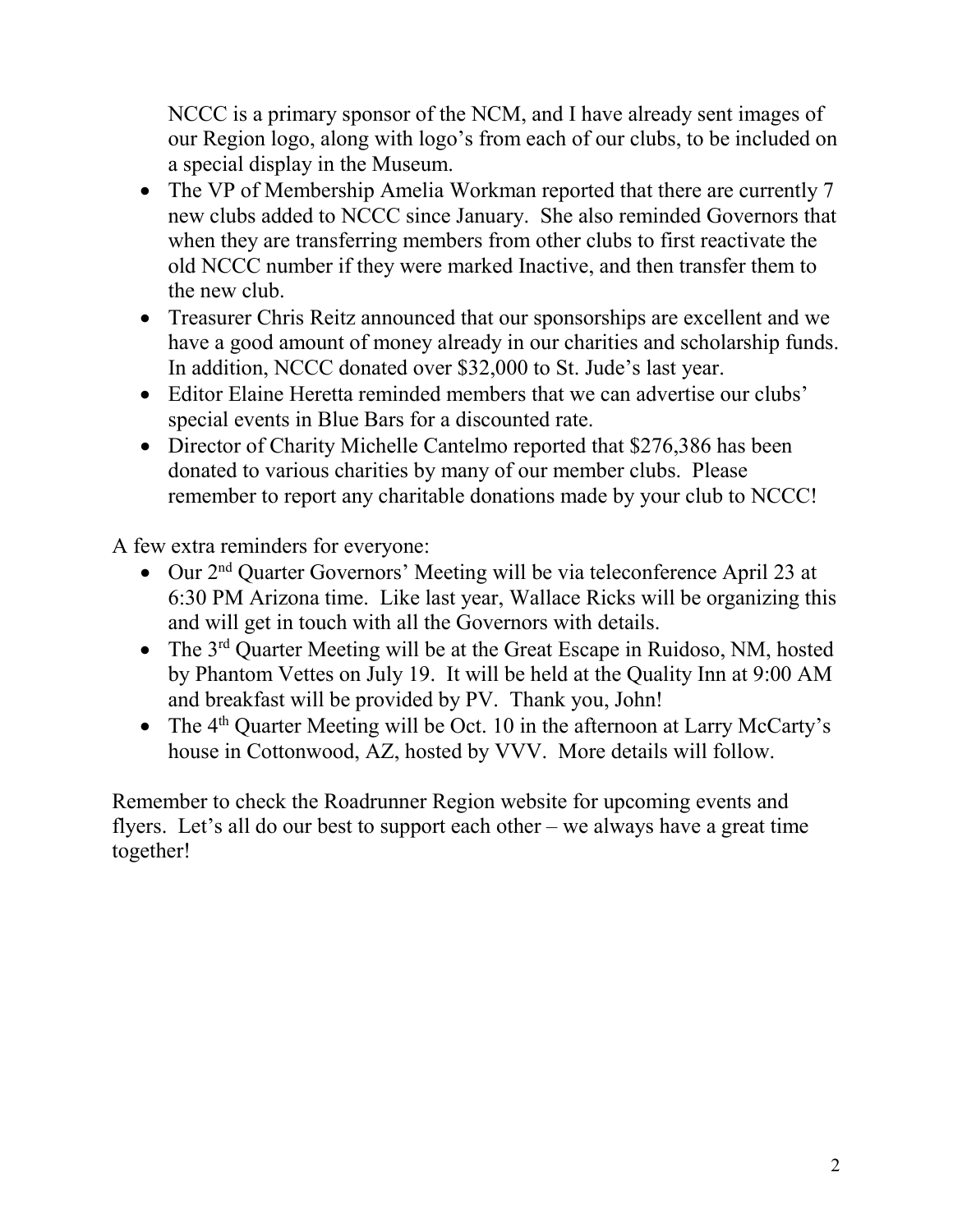NCCC is a primary sponsor of the NCM, and I have already sent images of our Region logo, along with logo's from each of our clubs, to be included on a special display in the Museum.

- The VP of Membership Amelia Workman reported that there are currently 7 new clubs added to NCCC since January. She also reminded Governors that when they are transferring members from other clubs to first reactivate the old NCCC number if they were marked Inactive, and then transfer them to the new club.
- Treasurer Chris Reitz announced that our sponsorships are excellent and we have a good amount of money already in our charities and scholarship funds. In addition, NCCC donated over $32,000 to St. Jude's last year.
- Editor Elaine Heretta reminded members that we can advertise our clubs' special events in Blue Bars for a discounted rate.
- Director of Charity Michelle Cantelmo reported that $276,386 has been donated to various charities by many of our member clubs. Please remember to report any charitable donations made by your club to NCCC!

A few extra reminders for everyone:

- Our 2nd Quarter Governors' Meeting will be via teleconference April 23 at 6:30 PM Arizona time. Like last year, Wallace Ricks will be organizing this and will get in touch with all the Governors with details.
- The 3rd Quarter Meeting will be at the Great Escape in Ruidoso, NM, hosted by Phantom Vettes on July 19. It will be held at the Quality Inn at 9:00 AM and breakfast will be provided by PV. Thank you, John!
- The 4th Quarter Meeting will be Oct. 10 in the afternoon at Larry McCarty's house in Cottonwood, AZ, hosted by VVV. More details will follow.

Remember to check the Roadrunner Region website for upcoming events and flyers. Let's all do our best to support each other – we always have a great time together!